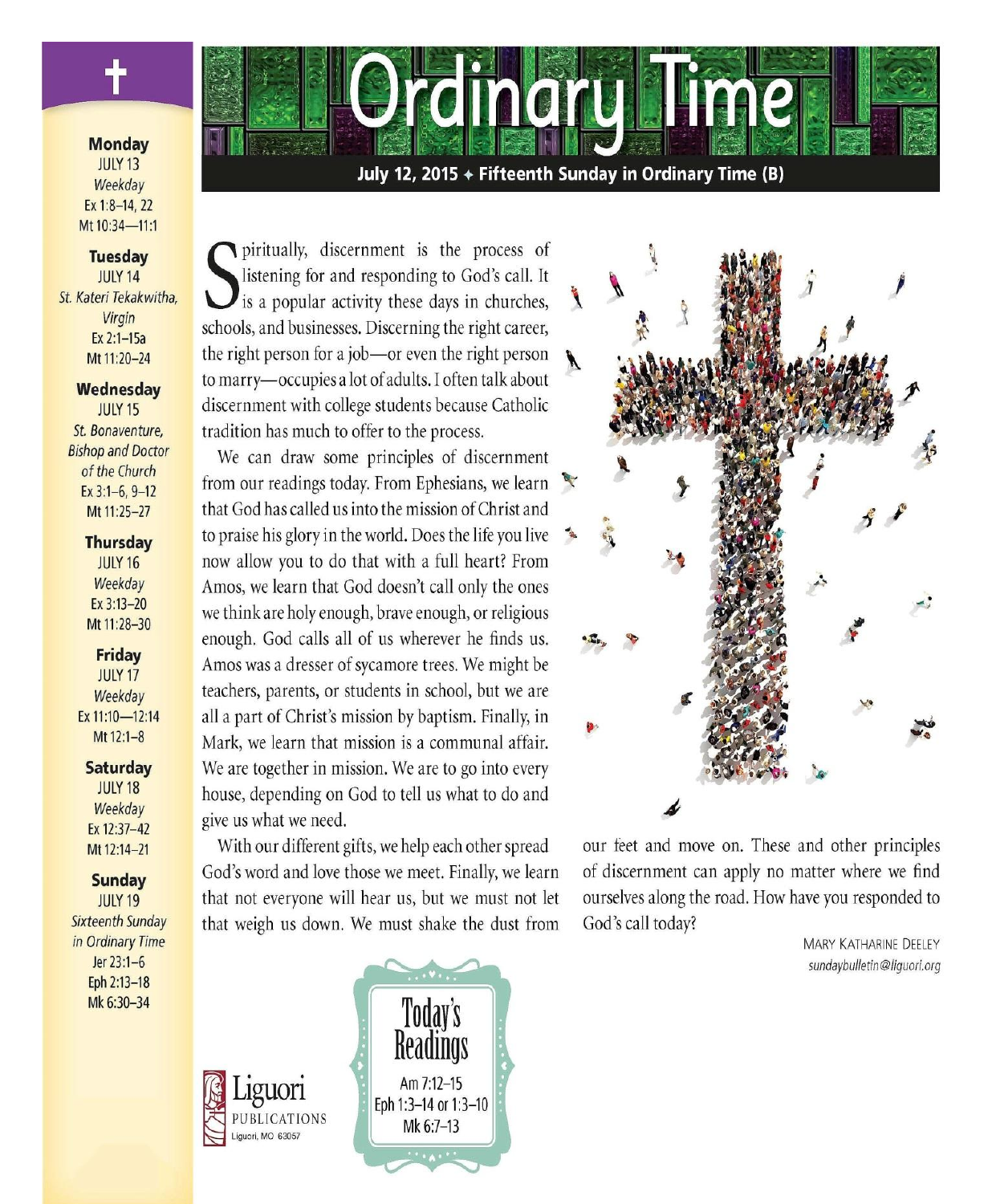# Ordinary Time

**July 12, 2015 ✦ Fifteenth Sunday in Ordinary Time (B)**

Spiritually, discernment is the process of listening for and responding to God's call. It is a popular activity these days in churches, schools, and businesses. Discerning the right career, the right person for a job—or even the right person to marry—occupies a lot of adults. I often talk about discernment with college students because Catholic tradition has much to offer to the process.

We can draw some principles of discernment from our readings today. From Ephesians, we learn that God has called us into the mission of Christ and to praise his glory in the world. Does the life you live now allow you to do that with a full heart? From Amos, we learn that God doesn't call only the ones we think are holy enough, brave enough, or religious enough. God calls all of us wherever he finds us. Amos was a dresser of sycamore trees. We might be teachers, parents, or students in school, but we are all a part of Christ's mission by baptism. Finally, in Mark, we learn that mission is a communal affair. We are together in mission. We are to go into every house, depending on God to tell us what to do and give us what we need.

With our different gifts, we help each other spread God's word and love those we meet. Finally, we learn that not everyone will hear us, but we must not let that weigh us down. We must shake the dust from our feet and move on. These and other principles of discernment can apply no matter where we find ourselves along the road. How have you responded to God's call today?

MARY KATHARINE DEELEY
*sundaybulletin@liguori.org*

## Today's Readings

Am 7:12–15
Eph 1:3–14 or 1:3–10
Mk 6:7–13

---

**Monday**
JULY 13
*Weekday*
Ex 1:8–14, 22
Mt 10:34—11:1

**Tuesday**
JULY 14
*St. Kateri Tekakwitha, Virgin*
Ex 2:1–15a
Mt 11:20–24

**Wednesday**
JULY 15
*St. Bonaventure, Bishop and Doctor of the Church*
Ex 3:1–6, 9–12
Mt 11:25–27

**Thursday**
JULY 16
*Weekday*
Ex 3:13–20
Mt 11:28–30

**Friday**
JULY 17
*Weekday*
Ex 11:10—12:14
Mt 12:1–8

**Saturday**
JULY 18
*Weekday*
Ex 12:37–42
Mt 12:14–21

**Sunday**
JULY 19
*Sixteenth Sunday in Ordinary Time*
Jer 23:1–6
Eph 2:13–18
Mk 6:30–34

---

Liguori PUBLICATIONS
Liguori, MO 63057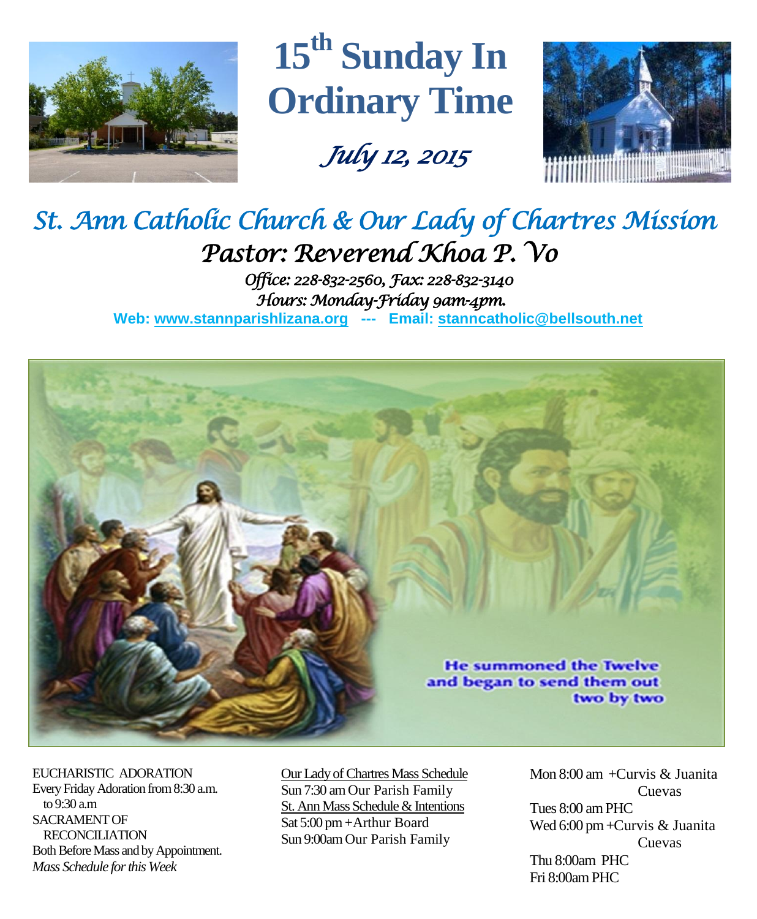# 15th Sunday In Ordinary Time

*July 12, 2015*

## *St. Ann Catholic Church & Our Lady of Chartres Mission*

### *Pastor: Reverend Khoa P. Vo*

*Office: 228-832-2560, Fax: 228-832-3140*
*Hours: Monday-Friday 9am-4pm.*

**Web: www.stannparishlizana.org --- Email: stanncatholic@bellsouth.net**

**He summoned the Twelve and began to send them out two by two**

EUCHARISTIC ADORATION
Every Friday Adoration from 8:30 a.m. to 9:30 a.m

SACRAMENT OF RECONCILIATION
Both Before Mass and by Appointment.

*Mass Schedule for this Week*

Our Lady of Chartres Mass Schedule
Sun 7:30 am Our Parish Family

St. Ann Mass Schedule & Intentions
Sat 5:00 pm +Arthur Board
Sun 9:00am Our Parish Family

Mon 8:00 am +Curvis & Juanita Cuevas
Tues 8:00 am PHC
Wed 6:00 pm +Curvis & Juanita Cuevas
Thu 8:00am PHC
Fri 8:00am PHC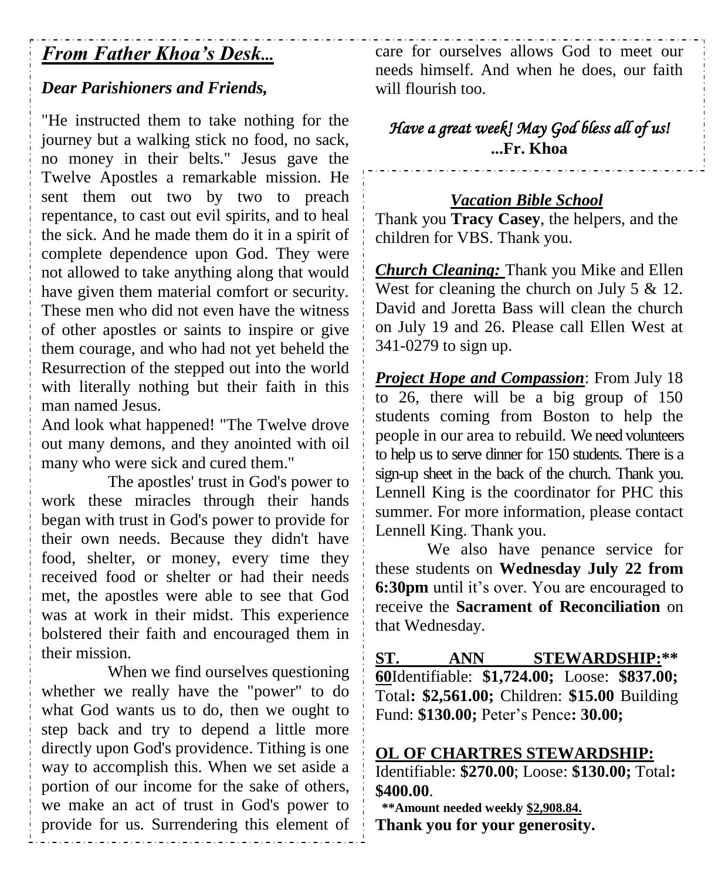## *From Father Khoa's Desk...*

***Dear Parishioners and Friends,***

"He instructed them to take nothing for the journey but a walking stick no food, no sack, no money in their belts." Jesus gave the Twelve Apostles a remarkable mission. He sent them out two by two to preach repentance, to cast out evil spirits, and to heal the sick. And he made them do it in a spirit of complete dependence upon God. They were not allowed to take anything along that would have given them material comfort or security. These men who did not even have the witness of other apostles or saints to inspire or give them courage, and who had not yet beheld the Resurrection of the stepped out into the world with literally nothing but their faith in this man named Jesus.

And look what happened! "The Twelve drove out many demons, and they anointed with oil many who were sick and cured them."

The apostles' trust in God's power to work these miracles through their hands began with trust in God's power to provide for their own needs. Because they didn't have food, shelter, or money, every time they received food or shelter or had their needs met, the apostles were able to see that God was at work in their midst. This experience bolstered their faith and encouraged them in their mission.

When we find ourselves questioning whether we really have the "power" to do what God wants us to do, then we ought to step back and try to depend a little more directly upon God's providence. Tithing is one way to accomplish this. When we set aside a portion of our income for the sake of others, we make an act of trust in God's power to provide for us. Surrendering this element of care for ourselves allows God to meet our needs himself. And when he does, our faith will flourish too.

*Have a great week! May God bless all of us!*
**...Fr. Khoa**

### *Vacation Bible School*

Thank you **Tracy Casey**, the helpers, and the children for VBS. Thank you.

***Church Cleaning:*** Thank you Mike and Ellen West for cleaning the church on July 5 & 12. David and Joretta Bass will clean the church on July 19 and 26. Please call Ellen West at 341-0279 to sign up.

***Project Hope and Compassion***: From July 18 to 26, there will be a big group of 150 students coming from Boston to help the people in our area to rebuild. We need volunteers to help us to serve dinner for 150 students. There is a sign-up sheet in the back of the church. Thank you. Lennell King is the coordinator for PHC this summer. For more information, please contact Lennell King. Thank you.

We also have penance service for these students on **Wednesday July 22 from 6:30pm** until it's over. You are encouraged to receive the **Sacrament of Reconciliation** on that Wednesday.

**ST. ANN STEWARDSHIP:** **60** Identifiable: **$1,724.00;** Loose: **$837.00;** Total**: $2,561.00;** Children: **$15.00** Building Fund: **$130.00;** Peter's Pence**: 30.00;**

**OL OF CHARTRES STEWARDSHIP:**
Identifiable: **$270.00**; Loose: **$130.00;** Total**: $400.00**.

**Amount needed weekly $2,908.84.**

**Thank you for your generosity.**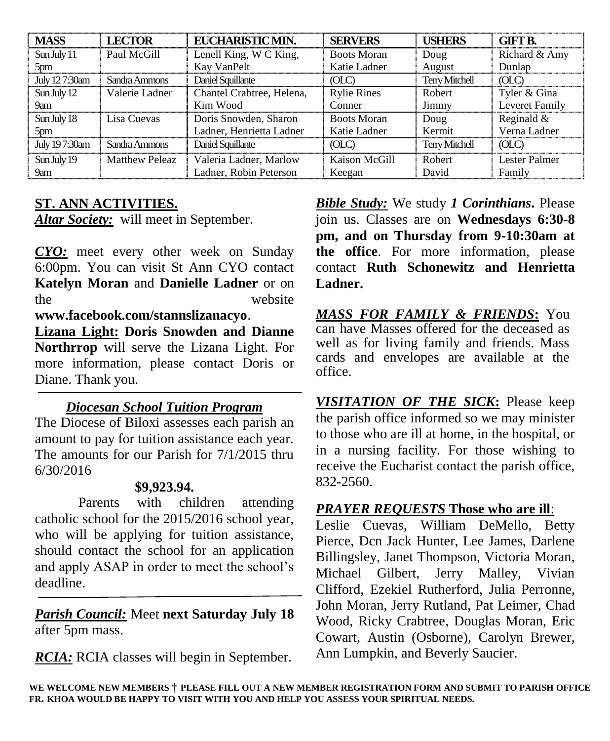| MASS | LECTOR | EUCHARISTIC MIN. | SERVERS | USHERS | GIFT B. |
| --- | --- | --- | --- | --- | --- |
| Sun July 11 5pm | Paul McGill | Lenell King, W C King, Kay VanPelt | Boots Moran Katie Ladner | Doug August | Richard & Amy Dunlap |
| July 12 7:30am | Sandra Ammons | Daniel Squillante | (OLC) | Terry Mitchell | (OLC) |
| Sun July 12 9am | Valerie Ladner | Chantel Crabtree, Helena, Kim Wood | Rylie Rines Conner | Robert Jimmy | Tyler & Gina Leveret Family |
| Sun July 18 5pm | Lisa Cuevas | Doris Snowden, Sharon Ladner, Henrietta Ladner | Boots Moran Katie Ladner | Doug Kermit | Reginald & Verna Ladner |
| July 19 7:30am | Sandra Ammons | Daniel Squillante | (OLC) | Terry Mitchell | (OLC) |
| Sun July 19 9am | Matthew Peleaz | Valeria Ladner, Marlow Ladner, Robin Peterson | Kaison McGill Keegan | Robert David | Lester Palmer Family |

## ST. ANN ACTIVITIES.

***Altar Society:*** will meet in September.

***CYO:*** meet every other week on Sunday 6:00pm. You can visit St Ann CYO contact **Katelyn Moran** and **Danielle Ladner** or on the website **www.facebook.com/stannslizanacyo**.

**Lizana Light: Doris Snowden and Dianne Northrrop** will serve the Lizana Light. For more information, please contact Doris or Diane. Thank you.

---

### *Diocesan School Tuition Program*

The Diocese of Biloxi assesses each parish an amount to pay for tuition assistance each year. The amounts for our Parish for 7/1/2015 thru 6/30/2016

**$9,923.94.**

Parents with children attending catholic school for the 2015/2016 school year, who will be applying for tuition assistance, should contact the school for an application and apply ASAP in order to meet the school's deadline.

---

***Parish Council:*** Meet **next Saturday July 18** after 5pm mass.

***RCIA:*** RCIA classes will begin in September.

***Bible Study:*** We study ***1 Corinthians*.** Please join us. Classes are on **Wednesdays 6:30-8 pm, and on Thursday from 9-10:30am at the office**. For more information, please contact **Ruth Schonewitz and Henrietta Ladner.**

***MASS FOR FAMILY & FRIENDS*:** You can have Masses offered for the deceased as well as for living family and friends. Mass cards and envelopes are available at the office.

***VISITATION OF THE SICK*:** Please keep the parish office informed so we may minister to those who are ill at home, in the hospital, or in a nursing facility. For those wishing to receive the Eucharist contact the parish office, 832-2560.

***PRAYER REQUESTS* Those who are ill**:
Leslie Cuevas, William DeMello, Betty Pierce, Dcn Jack Hunter, Lee James, Darlene Billingsley, Janet Thompson, Victoria Moran, Michael Gilbert, Jerry Malley, Vivian Clifford, Ezekiel Rutherford, Julia Perronne, John Moran, Jerry Rutland, Pat Leimer, Chad Wood, Ricky Crabtree, Douglas Moran, Eric Cowart, Austin (Osborne), Carolyn Brewer, Ann Lumpkin, and Beverly Saucier.

**WE WELCOME NEW MEMBERS † PLEASE FILL OUT A NEW MEMBER REGISTRATION FORM AND SUBMIT TO PARISH OFFICE FR. KHOA WOULD BE HAPPY TO VISIT WITH YOU AND HELP YOU ASSESS YOUR SPIRITUAL NEEDS.**